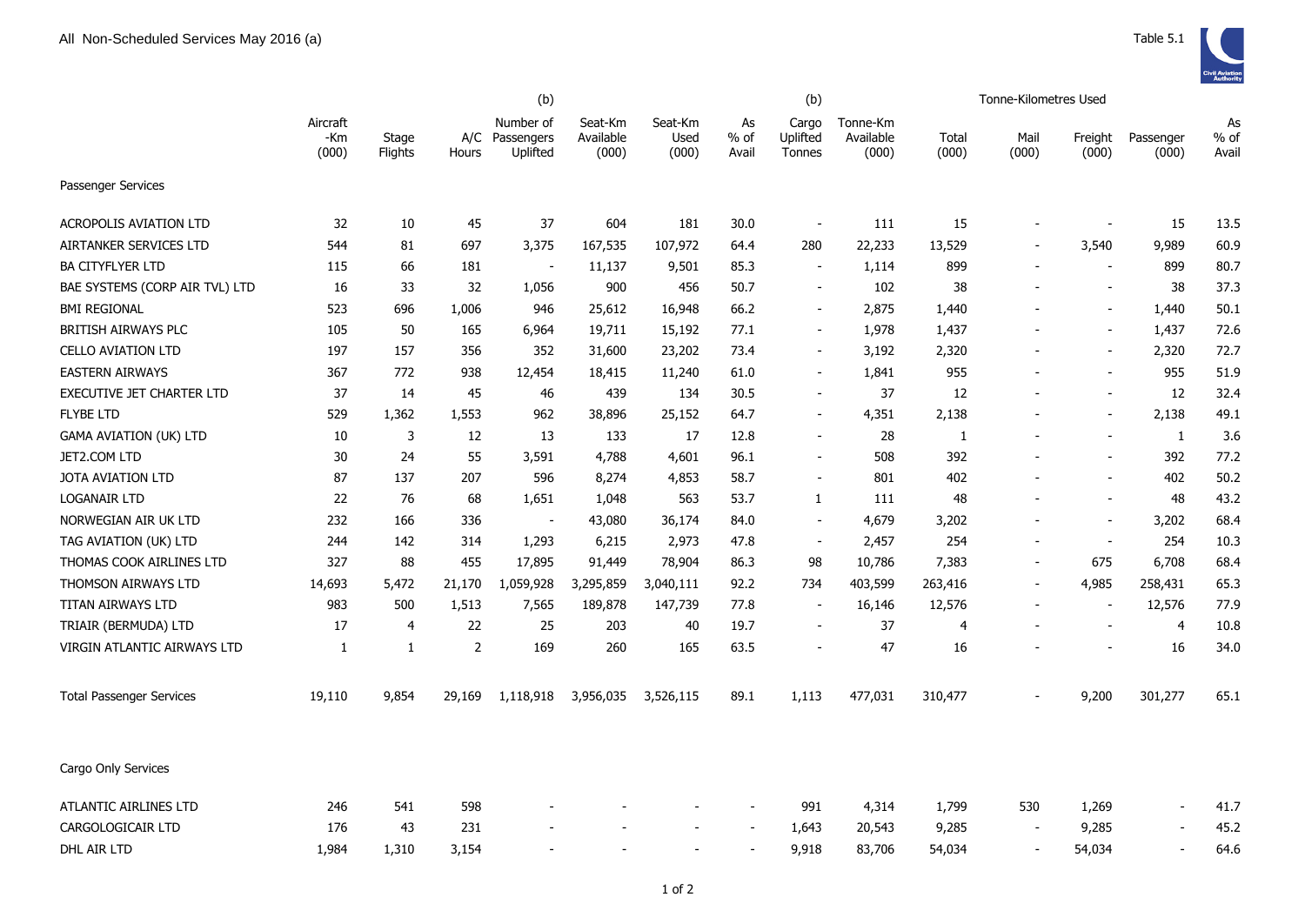All Non-Scheduled Services May 2016 (a)

Table 5.1

| | Aircraft -Km (000) | Stage Flights | A/C Hours | (b) Number of Passengers Uplifted | Seat-Km Available (000) | Seat-Km Used (000) | As % of Avail | (b) Cargo Uplifted Tonnes | Tonne-Km Available (000) | Tonne-Kilometres Used Total (000) | Mail (000) | Freight (000) | Passenger (000) | As % of Avail |
|---|---|---|---|---|---|---|---|---|---|---|---|---|---|---|
| Passenger Services | | | | | | | | | | | | | | |
| ACROPOLIS AVIATION LTD | 32 | 10 | 45 | 37 | 604 | 181 | 30.0 | - | 111 | 15 | - | - | 15 | 13.5 |
| AIRTANKER SERVICES LTD | 544 | 81 | 697 | 3,375 | 167,535 | 107,972 | 64.4 | 280 | 22,233 | 13,529 | - | 3,540 | 9,989 | 60.9 |
| BA CITYFLYER LTD | 115 | 66 | 181 | - | 11,137 | 9,501 | 85.3 | - | 1,114 | 899 | - | - | 899 | 80.7 |
| BAE SYSTEMS (CORP AIR TVL) LTD | 16 | 33 | 32 | 1,056 | 900 | 456 | 50.7 | - | 102 | 38 | - | - | 38 | 37.3 |
| BMI REGIONAL | 523 | 696 | 1,006 | 946 | 25,612 | 16,948 | 66.2 | - | 2,875 | 1,440 | - | - | 1,440 | 50.1 |
| BRITISH AIRWAYS PLC | 105 | 50 | 165 | 6,964 | 19,711 | 15,192 | 77.1 | - | 1,978 | 1,437 | - | - | 1,437 | 72.6 |
| CELLO AVIATION LTD | 197 | 157 | 356 | 352 | 31,600 | 23,202 | 73.4 | - | 3,192 | 2,320 | - | - | 2,320 | 72.7 |
| EASTERN AIRWAYS | 367 | 772 | 938 | 12,454 | 18,415 | 11,240 | 61.0 | - | 1,841 | 955 | - | - | 955 | 51.9 |
| EXECUTIVE JET CHARTER LTD | 37 | 14 | 45 | 46 | 439 | 134 | 30.5 | - | 37 | 12 | - | - | 12 | 32.4 |
| FLYBE LTD | 529 | 1,362 | 1,553 | 962 | 38,896 | 25,152 | 64.7 | - | 4,351 | 2,138 | - | - | 2,138 | 49.1 |
| GAMA AVIATION (UK) LTD | 10 | 3 | 12 | 13 | 133 | 17 | 12.8 | - | 28 | 1 | - | - | 1 | 3.6 |
| JET2.COM LTD | 30 | 24 | 55 | 3,591 | 4,788 | 4,601 | 96.1 | - | 508 | 392 | - | - | 392 | 77.2 |
| JOTA AVIATION LTD | 87 | 137 | 207 | 596 | 8,274 | 4,853 | 58.7 | - | 801 | 402 | - | - | 402 | 50.2 |
| LOGANAIR LTD | 22 | 76 | 68 | 1,651 | 1,048 | 563 | 53.7 | 1 | 111 | 48 | - | - | 48 | 43.2 |
| NORWEGIAN AIR UK LTD | 232 | 166 | 336 | - | 43,080 | 36,174 | 84.0 | - | 4,679 | 3,202 | - | - | 3,202 | 68.4 |
| TAG AVIATION (UK) LTD | 244 | 142 | 314 | 1,293 | 6,215 | 2,973 | 47.8 | - | 2,457 | 254 | - | - | 254 | 10.3 |
| THOMAS COOK AIRLINES LTD | 327 | 88 | 455 | 17,895 | 91,449 | 78,904 | 86.3 | 98 | 10,786 | 7,383 | - | 675 | 6,708 | 68.4 |
| THOMSON AIRWAYS LTD | 14,693 | 5,472 | 21,170 | 1,059,928 | 3,295,859 | 3,040,111 | 92.2 | 734 | 403,599 | 263,416 | - | 4,985 | 258,431 | 65.3 |
| TITAN AIRWAYS LTD | 983 | 500 | 1,513 | 7,565 | 189,878 | 147,739 | 77.8 | - | 16,146 | 12,576 | - | - | 12,576 | 77.9 |
| TRIAIR (BERMUDA) LTD | 17 | 4 | 22 | 25 | 203 | 40 | 19.7 | - | 37 | 4 | - | - | 4 | 10.8 |
| VIRGIN ATLANTIC AIRWAYS LTD | 1 | 1 | 2 | 169 | 260 | 165 | 63.5 | - | 47 | 16 | - | - | 16 | 34.0 |
| Total Passenger Services | 19,110 | 9,854 | 29,169 | 1,118,918 | 3,956,035 | 3,526,115 | 89.1 | 1,113 | 477,031 | 310,477 | - | 9,200 | 301,277 | 65.1 |
| Cargo Only Services | | | | | | | | | | | | | | |
| ATLANTIC AIRLINES LTD | 246 | 541 | 598 | - | - | - | - | 991 | 4,314 | 1,799 | 530 | 1,269 | - | 41.7 |
| CARGOLOGICAIR LTD | 176 | 43 | 231 | - | - | - | - | 1,643 | 20,543 | 9,285 | - | 9,285 | - | 45.2 |
| DHL AIR LTD | 1,984 | 1,310 | 3,154 | - | - | - | - | 9,918 | 83,706 | 54,034 | - | 54,034 | - | 64.6 |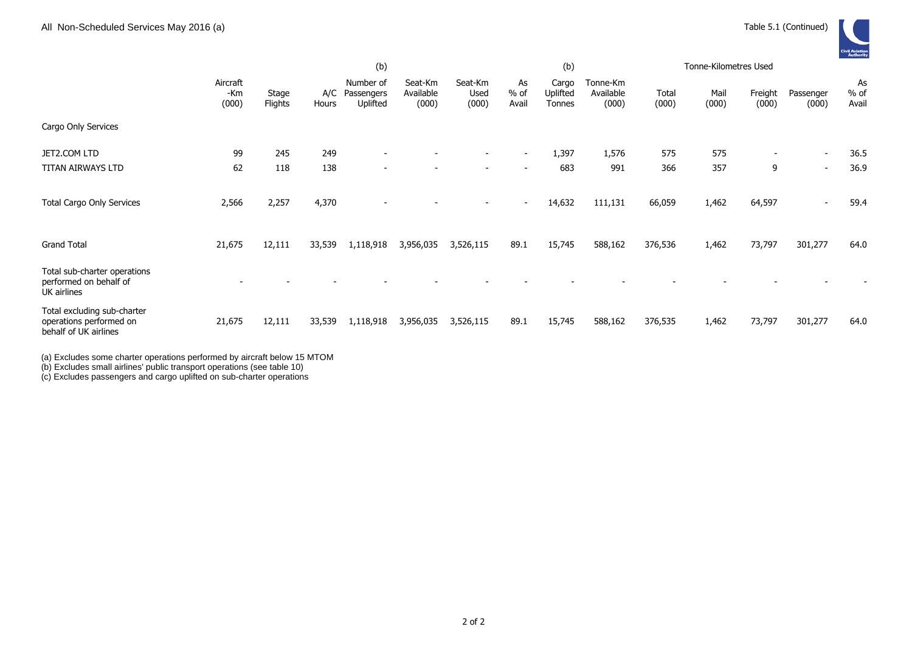All Non-Scheduled Services May 2016 (a)

Table 5.1 (Continued)

| | Aircraft -Km (000) | Stage Flights | A/C Hours | (b) Number of Passengers Uplifted | Seat-Km Available (000) | Seat-Km Used (000) | As % of Avail | (b) Cargo Uplifted Tonnes | Tonne-Km Available (000) | Tonne-Kilometres Used Total (000) | Mail (000) | Freight (000) | Passenger (000) | As % of Avail |
|---|---|---|---|---|---|---|---|---|---|---|---|---|---|---|
| Cargo Only Services | | | | | | | | | | | | | | |
| JET2.COM LTD | 99 | 245 | 249 | - | - | - | - | 1,397 | 1,576 | 575 | 575 | - | - | 36.5 |
| TITAN AIRWAYS LTD | 62 | 118 | 138 | - | - | - | - | 683 | 991 | 366 | 357 | 9 | - | 36.9 |
| Total Cargo Only Services | 2,566 | 2,257 | 4,370 | - | - | - | - | 14,632 | 111,131 | 66,059 | 1,462 | 64,597 | - | 59.4 |
| Grand Total | 21,675 | 12,111 | 33,539 | 1,118,918 | 3,956,035 | 3,526,115 | 89.1 | 15,745 | 588,162 | 376,536 | 1,462 | 73,797 | 301,277 | 64.0 |
| Total sub-charter operations performed on behalf of UK airlines | - | - | - | - | - | - | - | - | - | - | - | - | - | - |
| Total excluding sub-charter operations performed on behalf of UK airlines | 21,675 | 12,111 | 33,539 | 1,118,918 | 3,956,035 | 3,526,115 | 89.1 | 15,745 | 588,162 | 376,535 | 1,462 | 73,797 | 301,277 | 64.0 |

(a) Excludes some charter operations performed by aircraft below 15 MTOM
(b) Excludes small airlines' public transport operations (see table 10)
(c) Excludes passengers and cargo uplifted on sub-charter operations